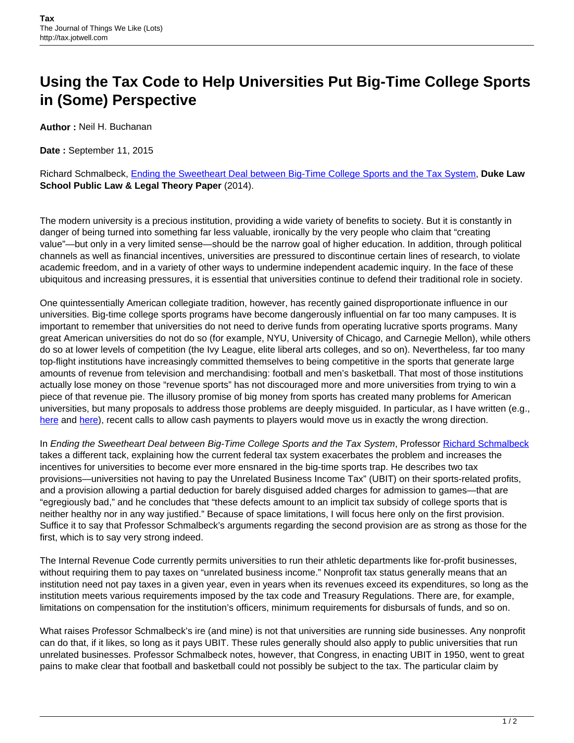# Using the Tax Code to Help Universities Put Big-Time College Sports in (Some) Perspective

**Author :** Neil H. Buchanan

**Date :** September 11, 2015

Richard Schmalbeck, Ending the Sweetheart Deal between Big-Time College Sports and the Tax System, **Duke Law School Public Law & Legal Theory Paper** (2014).

The modern university is a precious institution, providing a wide variety of benefits to society. But it is constantly in danger of being turned into something far less valuable, ironically by the very people who claim that "creating value"—but only in a very limited sense—should be the narrow goal of higher education. In addition, through political channels as well as financial incentives, universities are pressured to discontinue certain lines of research, to violate academic freedom, and in a variety of other ways to undermine independent academic inquiry. In the face of these ubiquitous and increasing pressures, it is essential that universities continue to defend their traditional role in society.

One quintessentially American collegiate tradition, however, has recently gained disproportionate influence in our universities. Big-time college sports programs have become dangerously influential on far too many campuses. It is important to remember that universities do not need to derive funds from operating lucrative sports programs. Many great American universities do not do so (for example, NYU, University of Chicago, and Carnegie Mellon), while others do so at lower levels of competition (the Ivy League, elite liberal arts colleges, and so on). Nevertheless, far too many top-flight institutions have increasingly committed themselves to being competitive in the sports that generate large amounts of revenue from television and merchandising: football and men's basketball. That most of those institutions actually lose money on those "revenue sports" has not discouraged more and more universities from trying to win a piece of that revenue pie. The illusory promise of big money from sports has created many problems for American universities, but many proposals to address those problems are deeply misguided. In particular, as I have written (e.g., here and here), recent calls to allow cash payments to players would move us in exactly the wrong direction.

In *Ending the Sweetheart Deal between Big-Time College Sports and the Tax System*, Professor Richard Schmalbeck takes a different tack, explaining how the current federal tax system exacerbates the problem and increases the incentives for universities to become ever more ensnared in the big-time sports trap. He describes two tax provisions—universities not having to pay the Unrelated Business Income Tax" (UBIT) on their sports-related profits, and a provision allowing a partial deduction for barely disguised added charges for admission to games—that are "egregiously bad," and he concludes that "these defects amount to an implicit tax subsidy of college sports that is neither healthy nor in any way justified." Because of space limitations, I will focus here only on the first provision. Suffice it to say that Professor Schmalbeck's arguments regarding the second provision are as strong as those for the first, which is to say very strong indeed.

The Internal Revenue Code currently permits universities to run their athletic departments like for-profit businesses, without requiring them to pay taxes on "unrelated business income." Nonprofit tax status generally means that an institution need not pay taxes in a given year, even in years when its revenues exceed its expenditures, so long as the institution meets various requirements imposed by the tax code and Treasury Regulations. There are, for example, limitations on compensation for the institution's officers, minimum requirements for disbursals of funds, and so on.

What raises Professor Schmalbeck's ire (and mine) is not that universities are running side businesses. Any nonprofit can do that, if it likes, so long as it pays UBIT. These rules generally should also apply to public universities that run unrelated businesses. Professor Schmalbeck notes, however, that Congress, in enacting UBIT in 1950, went to great pains to make clear that football and basketball could not possibly be subject to the tax. The particular claim by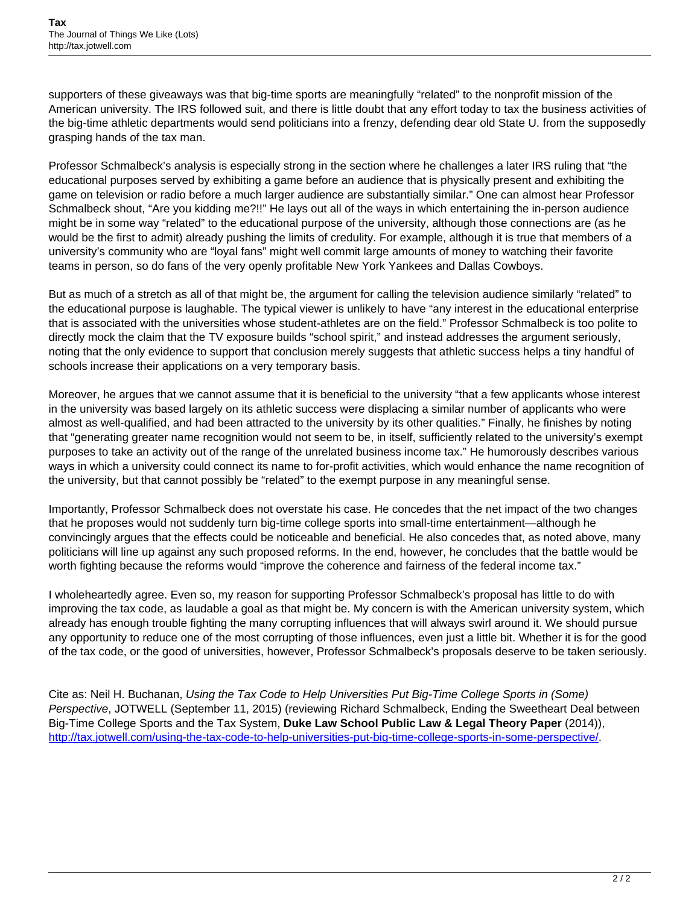supporters of these giveaways was that big-time sports are meaningfully "related" to the nonprofit mission of the American university. The IRS followed suit, and there is little doubt that any effort today to tax the business activities of the big-time athletic departments would send politicians into a frenzy, defending dear old State U. from the supposedly grasping hands of the tax man.

Professor Schmalbeck's analysis is especially strong in the section where he challenges a later IRS ruling that "the educational purposes served by exhibiting a game before an audience that is physically present and exhibiting the game on television or radio before a much larger audience are substantially similar." One can almost hear Professor Schmalbeck shout, "Are you kidding me?!!" He lays out all of the ways in which entertaining the in-person audience might be in some way "related" to the educational purpose of the university, although those connections are (as he would be the first to admit) already pushing the limits of credulity. For example, although it is true that members of a university's community who are "loyal fans" might well commit large amounts of money to watching their favorite teams in person, so do fans of the very openly profitable New York Yankees and Dallas Cowboys.

But as much of a stretch as all of that might be, the argument for calling the television audience similarly "related" to the educational purpose is laughable. The typical viewer is unlikely to have "any interest in the educational enterprise that is associated with the universities whose student-athletes are on the field." Professor Schmalbeck is too polite to directly mock the claim that the TV exposure builds "school spirit," and instead addresses the argument seriously, noting that the only evidence to support that conclusion merely suggests that athletic success helps a tiny handful of schools increase their applications on a very temporary basis.

Moreover, he argues that we cannot assume that it is beneficial to the university "that a few applicants whose interest in the university was based largely on its athletic success were displacing a similar number of applicants who were almost as well-qualified, and had been attracted to the university by its other qualities." Finally, he finishes by noting that "generating greater name recognition would not seem to be, in itself, sufficiently related to the university's exempt purposes to take an activity out of the range of the unrelated business income tax." He humorously describes various ways in which a university could connect its name to for-profit activities, which would enhance the name recognition of the university, but that cannot possibly be "related" to the exempt purpose in any meaningful sense.

Importantly, Professor Schmalbeck does not overstate his case. He concedes that the net impact of the two changes that he proposes would not suddenly turn big-time college sports into small-time entertainment—although he convincingly argues that the effects could be noticeable and beneficial. He also concedes that, as noted above, many politicians will line up against any such proposed reforms. In the end, however, he concludes that the battle would be worth fighting because the reforms would "improve the coherence and fairness of the federal income tax."

I wholeheartedly agree. Even so, my reason for supporting Professor Schmalbeck's proposal has little to do with improving the tax code, as laudable a goal as that might be. My concern is with the American university system, which already has enough trouble fighting the many corrupting influences that will always swirl around it. We should pursue any opportunity to reduce one of the most corrupting of those influences, even just a little bit. Whether it is for the good of the tax code, or the good of universities, however, Professor Schmalbeck's proposals deserve to be taken seriously.

Cite as: Neil H. Buchanan, *Using the Tax Code to Help Universities Put Big-Time College Sports in (Some) Perspective*, JOTWELL (September 11, 2015) (reviewing Richard Schmalbeck, Ending the Sweetheart Deal between Big-Time College Sports and the Tax System, **Duke Law School Public Law & Legal Theory Paper** (2014)), http://tax.jotwell.com/using-the-tax-code-to-help-universities-put-big-time-college-sports-in-some-perspective/.